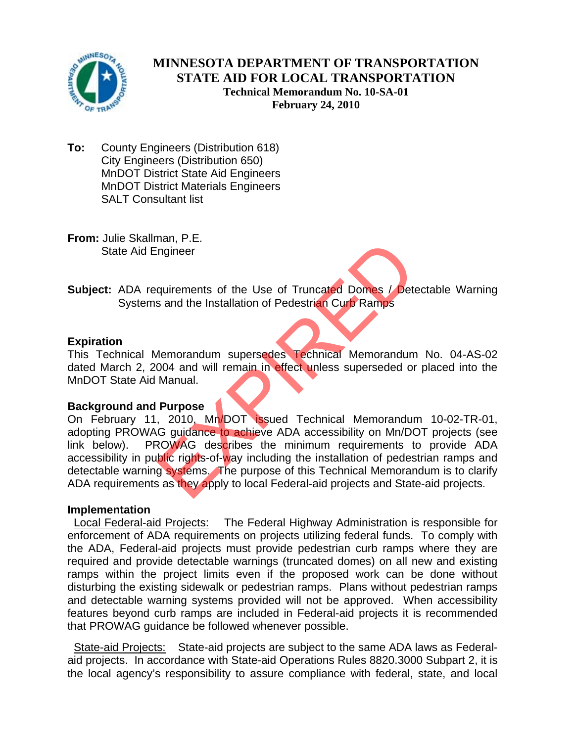# MINNESOTA DEPARTMENT OF TRANSPORTATION
# STATE AID FOR LOCAL TRANSPORTATION

**Technical Memorandum No. 10-SA-01**
**February 24, 2010**

**To:** County Engineers (Distribution 618)
City Engineers (Distribution 650)
MnDOT District State Aid Engineers
MnDOT District Materials Engineers
SALT Consultant list

**From:** Julie Skallman, P.E.
State Aid Engineer

**Subject:** ADA requirements of the Use of Truncated Domes / Detectable Warning Systems and the Installation of Pedestrian Curb Ramps

EXPIRED

### Expiration

This Technical Memorandum supersedes Technical Memorandum No. 04-AS-02 dated March 2, 2004 and will remain in effect unless superseded or placed into the MnDOT State Aid Manual.

### Background and Purpose

On February 11, 2010, Mn/DOT issued Technical Memorandum 10-02-TR-01, adopting PROWAG guidance to achieve ADA accessibility on Mn/DOT projects (see link below). PROWAG describes the minimum requirements to provide ADA accessibility in public rights-of-way including the installation of pedestrian ramps and detectable warning systems. The purpose of this Technical Memorandum is to clarify ADA requirements as they apply to local Federal-aid projects and State-aid projects.

### Implementation

Local Federal-aid Projects: The Federal Highway Administration is responsible for enforcement of ADA requirements on projects utilizing federal funds. To comply with the ADA, Federal-aid projects must provide pedestrian curb ramps where they are required and provide detectable warnings (truncated domes) on all new and existing ramps within the project limits even if the proposed work can be done without disturbing the existing sidewalk or pedestrian ramps. Plans without pedestrian ramps and detectable warning systems provided will not be approved. When accessibility features beyond curb ramps are included in Federal-aid projects it is recommended that PROWAG guidance be followed whenever possible.

State-aid Projects: State-aid projects are subject to the same ADA laws as Federal-aid projects. In accordance with State-aid Operations Rules 8820.3000 Subpart 2, it is the local agency's responsibility to assure compliance with federal, state, and local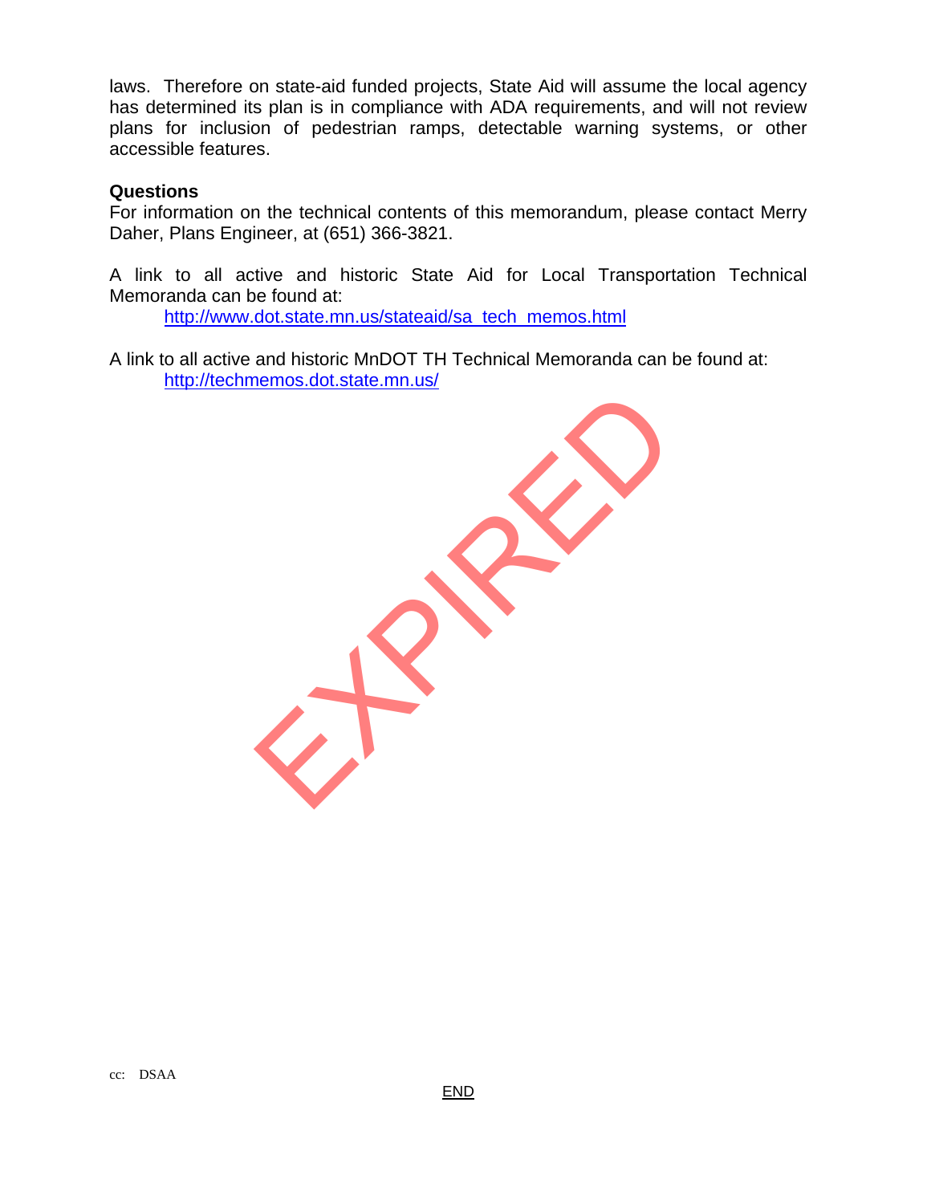laws. Therefore on state-aid funded projects, State Aid will assume the local agency has determined its plan is in compliance with ADA requirements, and will not review plans for inclusion of pedestrian ramps, detectable warning systems, or other accessible features.

**Questions**

For information on the technical contents of this memorandum, please contact Merry Daher, Plans Engineer, at (651) 366-3821.

A link to all active and historic State Aid for Local Transportation Technical Memoranda can be found at:

http://www.dot.state.mn.us/stateaid/sa_tech_memos.html

A link to all active and historic MnDOT TH Technical Memoranda can be found at:

http://techmemos.dot.state.mn.us/

EXPIRED

cc: DSAA

END